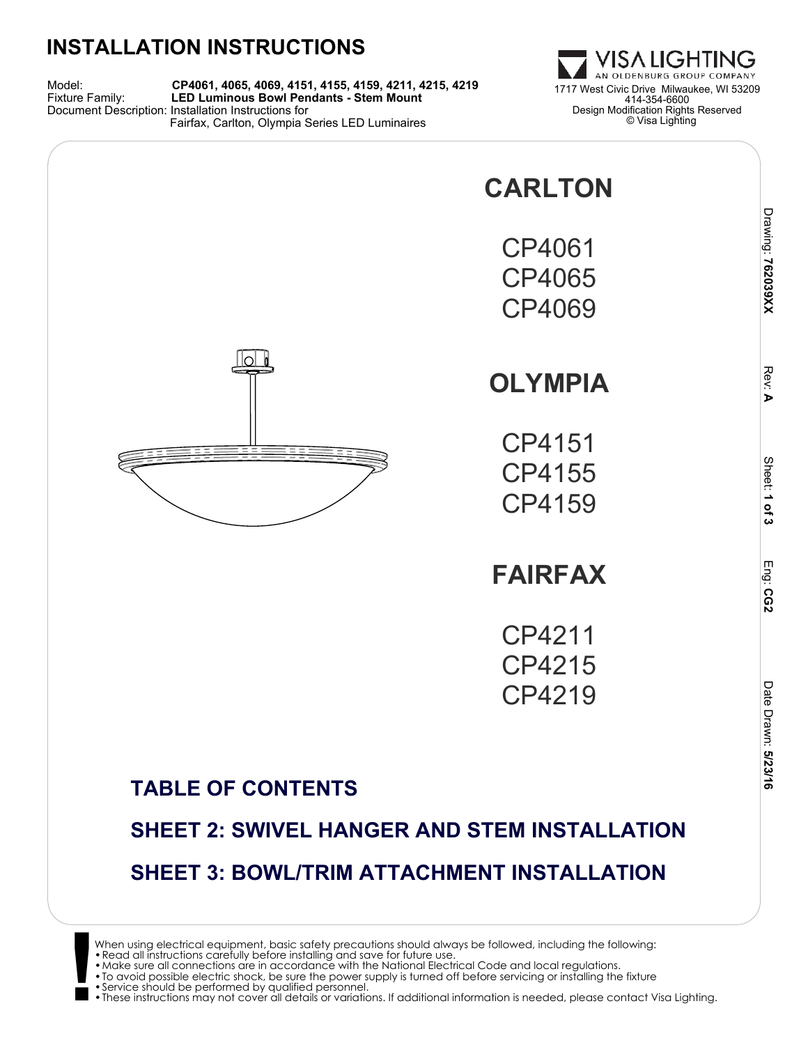# INSTALLATION INSTRUCTIONS

Model: **CP4061, 4065, 4069, 4151, 4155, 4159, 4211, 4215, 4219**
Fixture Family: **LED Luminous Bowl Pendants - Stem Mount**
Document Description: Installation Instructions for Fairfax, Carlton, Olympia Series LED Luminaires

VISA LIGHTING
AN OLDENBURG GROUP COMPANY
1717 West Civic Drive Milwaukee, WI 53209
414-354-6600
Design Modification Rights Reserved
© Visa Lighting

## CARLTON

CP4061
CP4065
CP4069

## OLYMPIA

CP4151
CP4155
CP4159

## FAIRFAX

CP4211
CP4215
CP4219

Drawing: **762039XX** Rev: **A** Sheet: **1 of 3** Eng: **CG2** Date Drawn: **5/23/16**

## TABLE OF CONTENTS

## SHEET 2: SWIVEL HANGER AND STEM INSTALLATION

## SHEET 3: BOWL/TRIM ATTACHMENT INSTALLATION

**!** When using electrical equipment, basic safety precautions should always be followed, including the following:

- Read all instructions carefully before installing and save for future use.
- Make sure all connections are in accordance with the National Electrical Code and local regulations.
- To avoid possible electric shock, be sure the power supply is turned off before servicing or installing the fixture
- Service should be performed by qualified personnel.
- These instructions may not cover all details or variations. If additional information is needed, please contact Visa Lighting.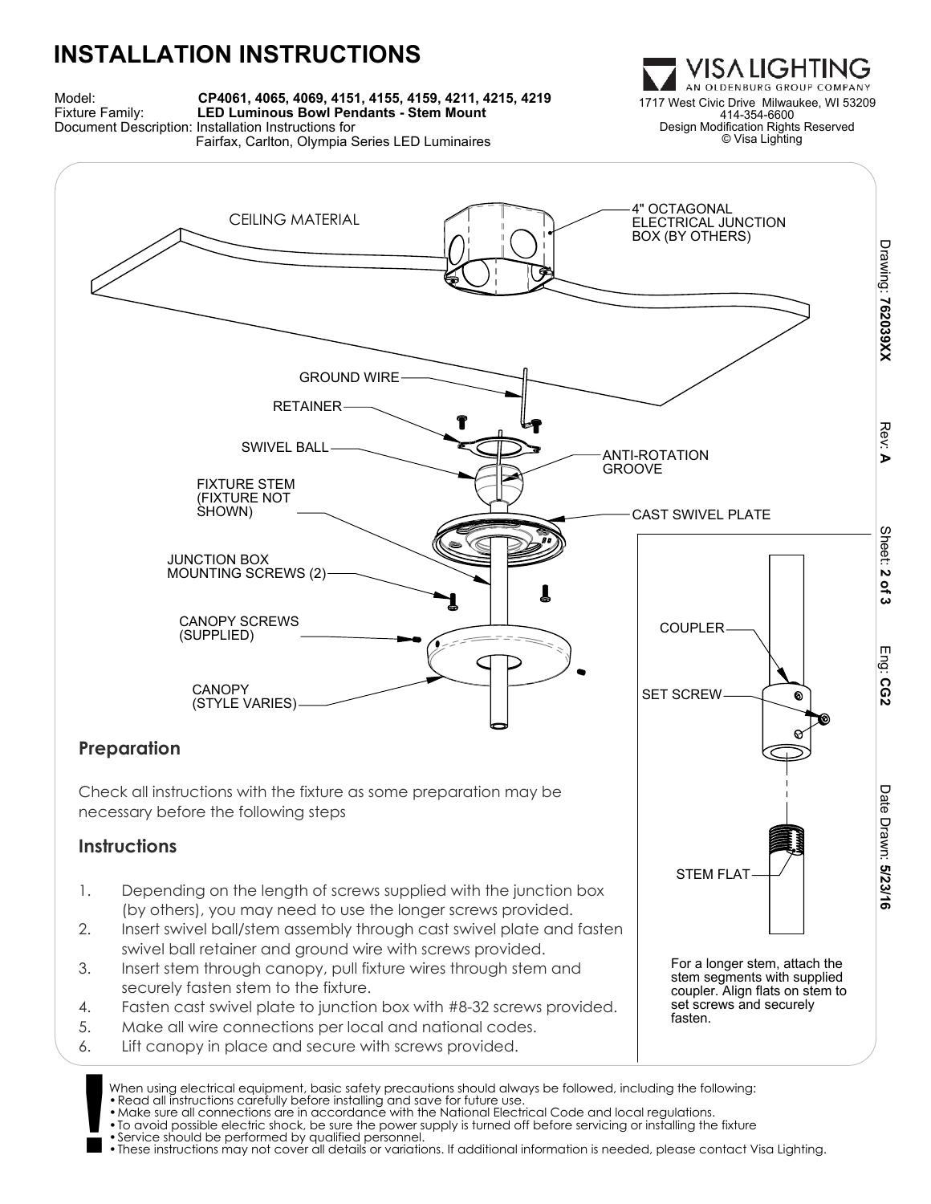# INSTALLATION INSTRUCTIONS

Model: **CP4061, 4065, 4069, 4151, 4155, 4159, 4211, 4215, 4219**
Fixture Family: **LED Luminous Bowl Pendants - Stem Mount**
Document Description: Installation Instructions for Fairfax, Carlton, Olympia Series LED Luminaires

VISA LIGHTING
AN OLDENBURG GROUP COMPANY
1717 West Civic Drive Milwaukee, WI 53209
414-354-6600
Design Modification Rights Reserved
© Visa Lighting

Drawing: **76203912XX** Rev: **A** Sheet: **2 of 3** Eng: **CG2** Date Drawn: **5/23/16**

CEILING MATERIAL

4" OCTAGONAL ELECTRICAL JUNCTION BOX (BY OTHERS)

GROUND WIRE

RETAINER

SWIVEL BALL

ANTI-ROTATION GROOVE

FIXTURE STEM (FIXTURE NOT SHOWN)

CAST SWIVEL PLATE

JUNCTION BOX MOUNTING SCREWS (2)

CANOPY SCREWS (SUPPLIED)

CANOPY (STYLE VARIES)

COUPLER

SET SCREW

STEM FLAT

For a longer stem, attach the stem segments with supplied coupler. Align flats on stem to set screws and securely fasten.

## Preparation

Check all instructions with the fixture as some preparation may be necessary before the following steps

## Instructions

1. Depending on the length of screws supplied with the junction box (by others), you may need to use the longer screws provided.
2. Insert swivel ball/stem assembly through cast swivel plate and fasten swivel ball retainer and ground wire with screws provided.
3. Insert stem through canopy, pull fixture wires through stem and securely fasten stem to the fixture.
4. Fasten cast swivel plate to junction box with #8-32 screws provided.
5. Make all wire connections per local and national codes.
6. Lift canopy in place and secure with screws provided.

**!** When using electrical equipment, basic safety precautions should always be followed, including the following:

- Read all instructions carefully before installing and save for future use.
- Make sure all connections are in accordance with the National Electrical Code and local regulations.
- To avoid possible electric shock, be sure the power supply is turned off before servicing or installing the fixture
- Service should be performed by qualified personnel.
- These instructions may not cover all details or variations. If additional information is needed, please contact Visa Lighting.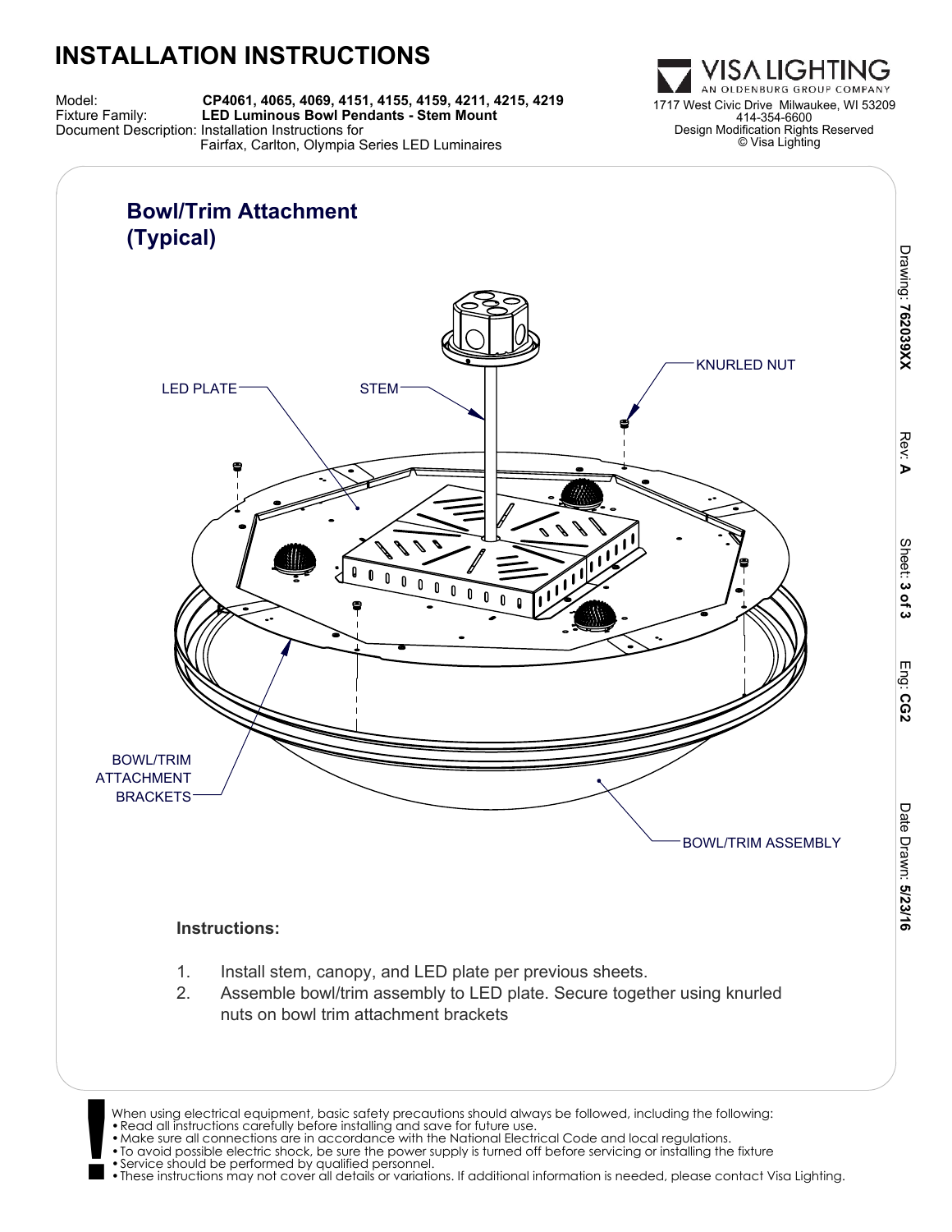# INSTALLATION INSTRUCTIONS

Model: **CP4061, 4065, 4069, 4151, 4155, 4159, 4211, 4215, 4219**
Fixture Family: **LED Luminous Bowl Pendants - Stem Mount**
Document Description: Installation Instructions for Fairfax, Carlton, Olympia Series LED Luminaires

VISA LIGHTING
AN OLDENBURG GROUP COMPANY
1717 West Civic Drive Milwaukee, WI 53209
414-354-6600
Design Modification Rights Reserved
© Visa Lighting

Drawing: **76203​9XX** Rev: **A** Sheet: **3 of 3** Eng: **CG2** Date Drawn: **5/23/16**

## Bowl/Trim Attachment (Typical)

LED PLATE

STEM

KNURLED NUT

BOWL/TRIM ATTACHMENT BRACKETS

BOWL/TRIM ASSEMBLY

### Instructions:

1. Install stem, canopy, and LED plate per previous sheets.
2. Assemble bowl/trim assembly to LED plate. Secure together using knurled nuts on bowl trim attachment brackets

When using electrical equipment, basic safety precautions should always be followed, including the following:

- Read all instructions carefully before installing and save for future use.
- Make sure all connections are in accordance with the National Electrical Code and local regulations.
- To avoid possible electric shock, be sure the power supply is turned off before servicing or installing the fixture
- Service should be performed by qualified personnel.
- These instructions may not cover all details or variations. If additional information is needed, please contact Visa Lighting.